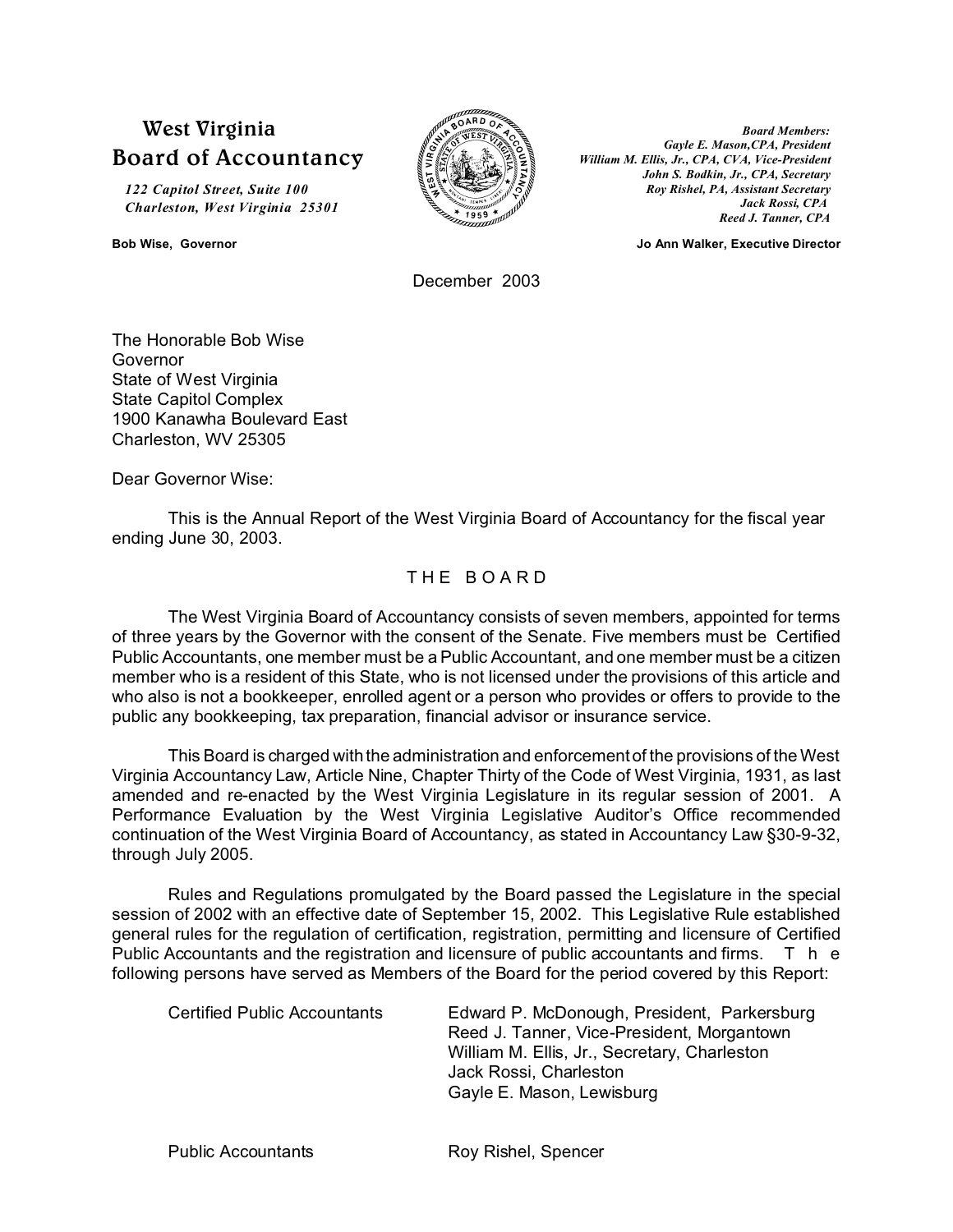# West Virginia Board of Accountancy

*122 Capitol Street, Suite 100*
*Charleston, West Virginia 25301*

**Bob Wise, Governor**

*Board Members:*
*Gayle E. Mason, CPA, President*
*William M. Ellis, Jr., CPA, CVA, Vice-President*
*John S. Bodkin, Jr., CPA, Secretary*
*Roy Rishel, PA, Assistant Secretary*
*Jack Rossi, CPA*
*Reed J. Tanner, CPA*

**Jo Ann Walker, Executive Director**

December 2003

The Honorable Bob Wise
Governor
State of West Virginia
State Capitol Complex
1900 Kanawha Boulevard East
Charleston, WV 25305

Dear Governor Wise:

This is the Annual Report of the West Virginia Board of Accountancy for the fiscal year ending June 30, 2003.

## THE BOARD

The West Virginia Board of Accountancy consists of seven members, appointed for terms of three years by the Governor with the consent of the Senate. Five members must be Certified Public Accountants, one member must be a Public Accountant, and one member must be a citizen member who is a resident of this State, who is not licensed under the provisions of this article and who also is not a bookkeeper, enrolled agent or a person who provides or offers to provide to the public any bookkeeping, tax preparation, financial advisor or insurance service.

This Board is charged with the administration and enforcement of the provisions of the West Virginia Accountancy Law, Article Nine, Chapter Thirty of the Code of West Virginia, 1931, as last amended and re-enacted by the West Virginia Legislature in its regular session of 2001. A Performance Evaluation by the West Virginia Legislative Auditor's Office recommended continuation of the West Virginia Board of Accountancy, as stated in Accountancy Law §30-9-32, through July 2005.

Rules and Regulations promulgated by the Board passed the Legislature in the special session of 2002 with an effective date of September 15, 2002. This Legislative Rule established general rules for the regulation of certification, registration, permitting and licensure of Certified Public Accountants and the registration and licensure of public accountants and firms. The following persons have served as Members of the Board for the period covered by this Report:

| | |
|---|---|
| Certified Public Accountants | Edward P. McDonough, President, Parkersburg<br>Reed J. Tanner, Vice-President, Morgantown<br>William M. Ellis, Jr., Secretary, Charleston<br>Jack Rossi, Charleston<br>Gayle E. Mason, Lewisburg |
| Public Accountants | Roy Rishel, Spencer |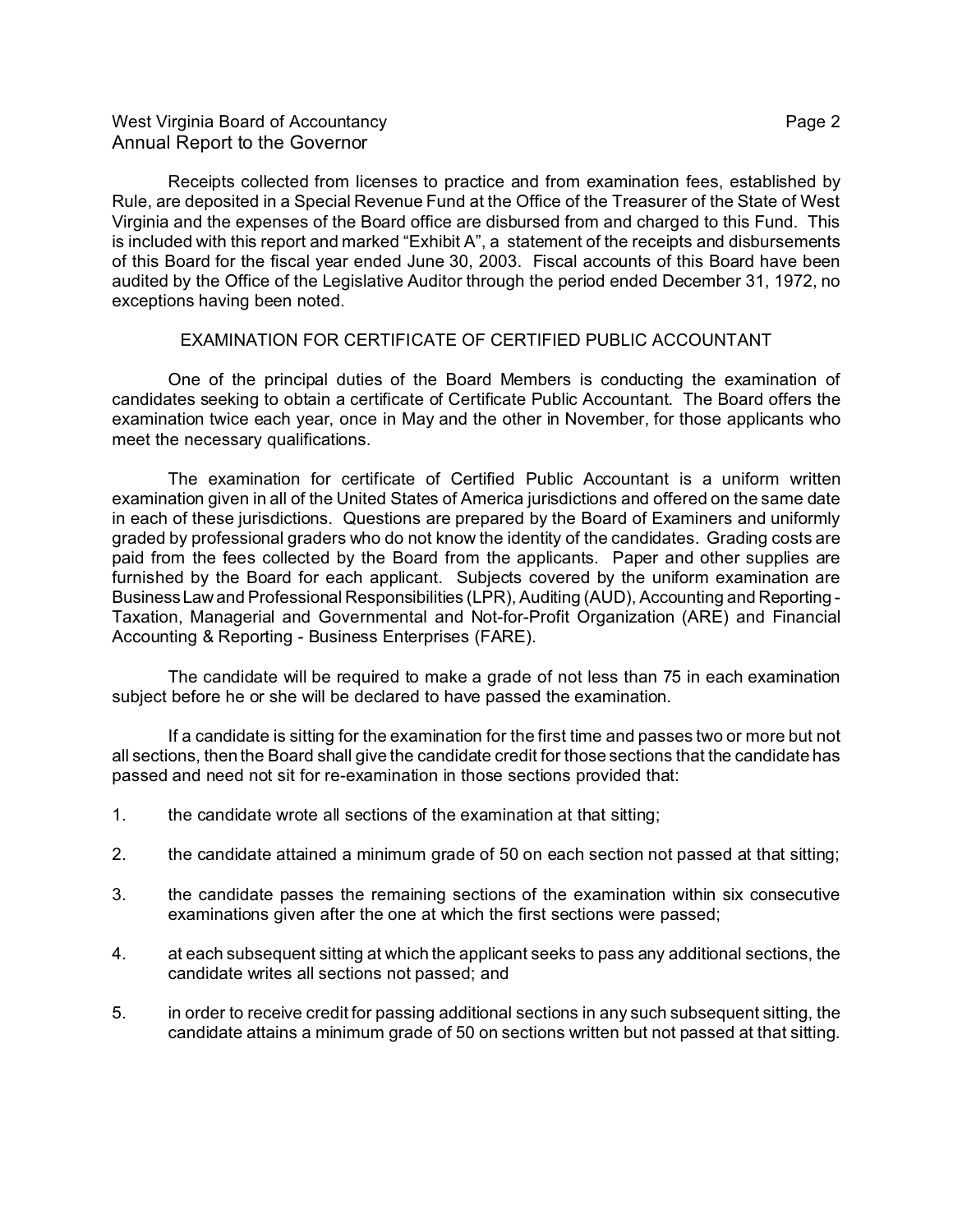Receipts collected from licenses to practice and from examination fees, established by Rule, are deposited in a Special Revenue Fund at the Office of the Treasurer of the State of West Virginia and the expenses of the Board office are disbursed from and charged to this Fund. This is included with this report and marked "Exhibit A", a statement of the receipts and disbursements of this Board for the fiscal year ended June 30, 2003. Fiscal accounts of this Board have been audited by the Office of the Legislative Auditor through the period ended December 31, 1972, no exceptions having been noted.

## EXAMINATION FOR CERTIFICATE OF CERTIFIED PUBLIC ACCOUNTANT

One of the principal duties of the Board Members is conducting the examination of candidates seeking to obtain a certificate of Certificate Public Accountant. The Board offers the examination twice each year, once in May and the other in November, for those applicants who meet the necessary qualifications.

The examination for certificate of Certified Public Accountant is a uniform written examination given in all of the United States of America jurisdictions and offered on the same date in each of these jurisdictions. Questions are prepared by the Board of Examiners and uniformly graded by professional graders who do not know the identity of the candidates. Grading costs are paid from the fees collected by the Board from the applicants. Paper and other supplies are furnished by the Board for each applicant. Subjects covered by the uniform examination are Business Law and Professional Responsibilities (LPR), Auditing (AUD), Accounting and Reporting - Taxation, Managerial and Governmental and Not-for-Profit Organization (ARE) and Financial Accounting & Reporting - Business Enterprises (FARE).

The candidate will be required to make a grade of not less than 75 in each examination subject before he or she will be declared to have passed the examination.

If a candidate is sitting for the examination for the first time and passes two or more but not all sections, then the Board shall give the candidate credit for those sections that the candidate has passed and need not sit for re-examination in those sections provided that:

1. the candidate wrote all sections of the examination at that sitting;
2. the candidate attained a minimum grade of 50 on each section not passed at that sitting;
3. the candidate passes the remaining sections of the examination within six consecutive examinations given after the one at which the first sections were passed;
4. at each subsequent sitting at which the applicant seeks to pass any additional sections, the candidate writes all sections not passed; and
5. in order to receive credit for passing additional sections in any such subsequent sitting, the candidate attains a minimum grade of 50 on sections written but not passed at that sitting.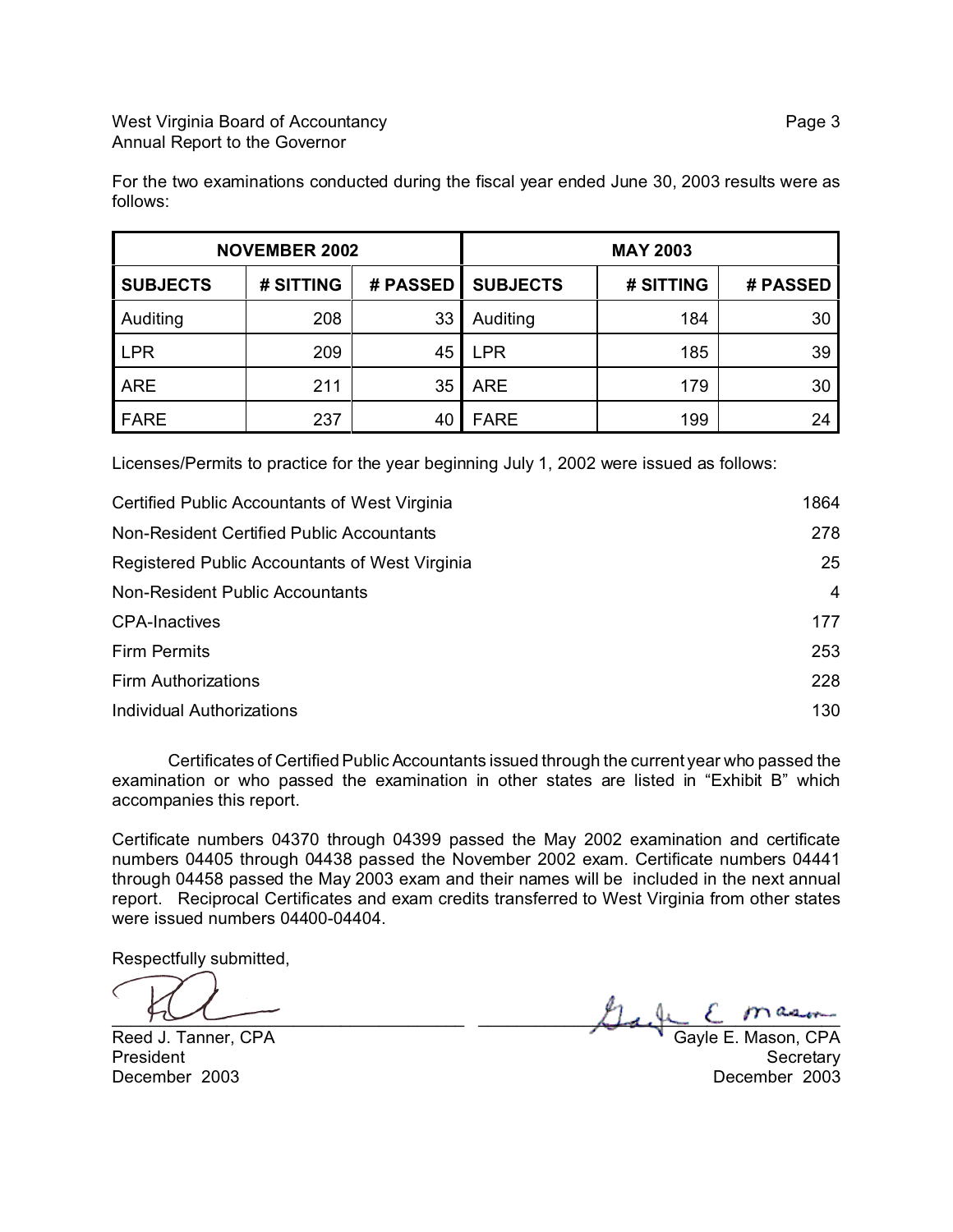For the two examinations conducted during the fiscal year ended June 30, 2003 results were as follows:

| NOVEMBER 2002 | | | MAY 2003 | | |
|---|---|---|---|---|---|
| **SUBJECTS** | **# SITTING** | **# PASSED** | **SUBJECTS** | **# SITTING** | **# PASSED** |
| Auditing | 208 | 33 | Auditing | 184 | 30 |
| LPR | 209 | 45 | LPR | 185 | 39 |
| ARE | 211 | 35 | ARE | 179 | 30 |
| FARE | 237 | 40 | FARE | 199 | 24 |

Licenses/Permits to practice for the year beginning July 1, 2002 were issued as follows:

| | |
|---|---|
| Certified Public Accountants of West Virginia | 1864 |
| Non-Resident Certified Public Accountants | 278 |
| Registered Public Accountants of West Virginia | 25 |
| Non-Resident Public Accountants | 4 |
| CPA-Inactives | 177 |
| Firm Permits | 253 |
| Firm Authorizations | 228 |
| Individual Authorizations | 130 |

Certificates of Certified Public Accountants issued through the current year who passed the examination or who passed the examination in other states are listed in "Exhibit B" which accompanies this report.

Certificate numbers 04370 through 04399 passed the May 2002 examination and certificate numbers 04405 through 04438 passed the November 2002 exam. Certificate numbers 04441 through 04458 passed the May 2003 exam and their names will be included in the next annual report. Reciprocal Certificates and exam credits transferred to West Virginia from other states were issued numbers 04400-04404.

Respectfully submitted,

Reed J. Tanner, CPA
President
December 2003

Gayle E. Mason, CPA
Secretary
December 2003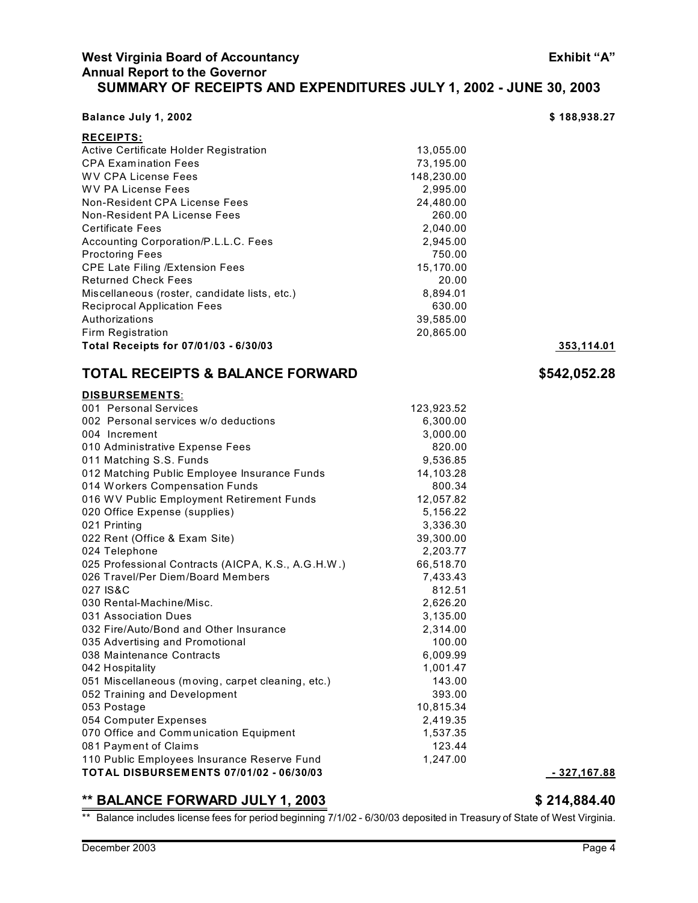**West Virginia Board of Accountancy** **Exhibit "A"**
**Annual Report to the Governor**

## SUMMARY OF RECEIPTS AND EXPENDITURES JULY 1, 2002 - JUNE 30, 2003

| | | |
|---|---|---|
| **Balance July 1, 2002** | | **$ 188,938.27** |
| **RECEIPTS:** | | |
| Active Certificate Holder Registration | 13,055.00 | |
| CPA Examination Fees | 73,195.00 | |
| WV CPA License Fees | 148,230.00 | |
| WV PA License Fees | 2,995.00 | |
| Non-Resident CPA License Fees | 24,480.00 | |
| Non-Resident PA License Fees | 260.00 | |
| Certificate Fees | 2,040.00 | |
| Accounting Corporation/P.L.L.C. Fees | 2,945.00 | |
| Proctoring Fees | 750.00 | |
| CPE Late Filing /Extension Fees | 15,170.00 | |
| Returned Check Fees | 20.00 | |
| Miscellaneous (roster, candidate lists, etc.) | 8,894.01 | |
| Reciprocal Application Fees | 630.00 | |
| Authorizations | 39,585.00 | |
| Firm Registration | 20,865.00 | |
| **Total Receipts for 07/01/03 - 6/30/03** | | **353,114.01** |
| **TOTAL RECEIPTS & BALANCE FORWARD** | | **$542,052.28** |
| **DISBURSEMENTS:** | | |
| 001 Personal Services | 123,923.52 | |
| 002 Personal services w/o deductions | 6,300.00 | |
| 004 Increment | 3,000.00 | |
| 010 Administrative Expense Fees | 820.00 | |
| 011 Matching S.S. Funds | 9,536.85 | |
| 012 Matching Public Employee Insurance Funds | 14,103.28 | |
| 014 Workers Compensation Funds | 800.34 | |
| 016 WV Public Employment Retirement Funds | 12,057.82 | |
| 020 Office Expense (supplies) | 5,156.22 | |
| 021 Printing | 3,336.30 | |
| 022 Rent (Office & Exam Site) | 39,300.00 | |
| 024 Telephone | 2,203.77 | |
| 025 Professional Contracts (AICPA, K.S., A.G.H.W.) | 66,518.70 | |
| 026 Travel/Per Diem/Board Members | 7,433.43 | |
| 027 IS&C | 812.51 | |
| 030 Rental-Machine/Misc. | 2,626.20 | |
| 031 Association Dues | 3,135.00 | |
| 032 Fire/Auto/Bond and Other Insurance | 2,314.00 | |
| 035 Advertising and Promotional | 100.00 | |
| 038 Maintenance Contracts | 6,009.99 | |
| 042 Hospitality | 1,001.47 | |
| 051 Miscellaneous (moving, carpet cleaning, etc.) | 143.00 | |
| 052 Training and Development | 393.00 | |
| 053 Postage | 10,815.34 | |
| 054 Computer Expenses | 2,419.35 | |
| 070 Office and Communication Equipment | 1,537.35 | |
| 081 Payment of Claims | 123.44 | |
| 110 Public Employees Insurance Reserve Fund | 1,247.00 | |
| **TOTAL DISBURSEMENTS 07/01/02 - 06/30/03** | | **- 327,167.88** |
| **\*\* BALANCE FORWARD JULY 1, 2003** | | **$ 214,884.40** |

** Balance includes license fees for period beginning 7/1/02 - 6/30/03 deposited in Treasury of State of West Virginia.

December 2003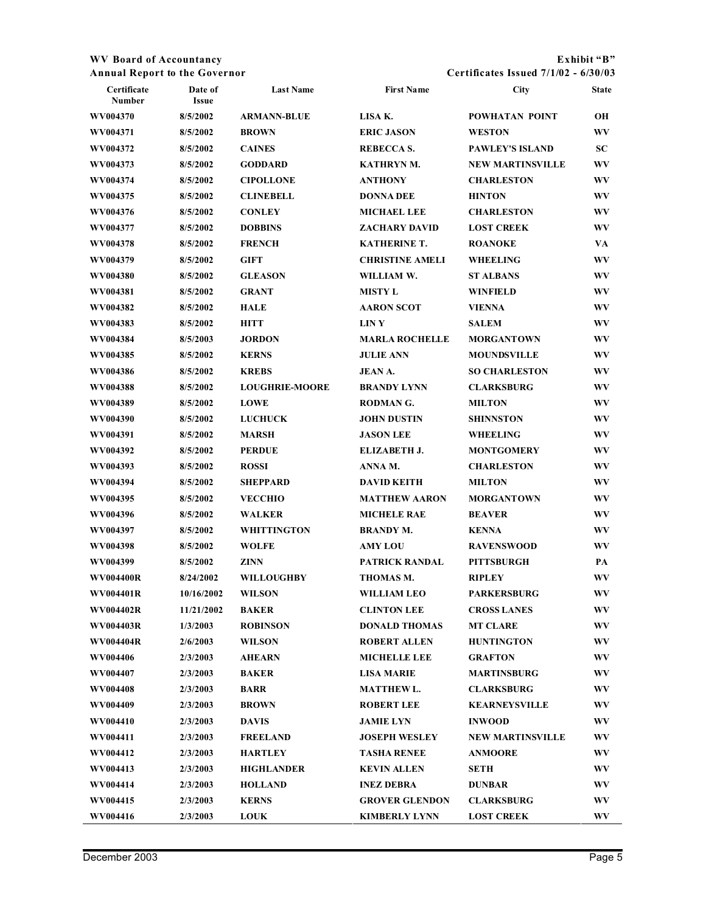| Certificate Number | Date of Issue | Last Name | First Name | City | State |
|---|---|---|---|---|---|
| WV004370 | 8/5/2002 | ARMANN-BLUE | LISA K. | POWHATAN POINT | OH |
| WV004371 | 8/5/2002 | BROWN | ERIC JASON | WESTON | WV |
| WV004372 | 8/5/2002 | CAINES | REBECCA S. | PAWLEY'S ISLAND | SC |
| WV004373 | 8/5/2002 | GODDARD | KATHRYN M. | NEW MARTINSVILLE | WV |
| WV004374 | 8/5/2002 | CIPOLLONE | ANTHONY | CHARLESTON | WV |
| WV004375 | 8/5/2002 | CLINEBELL | DONNA DEE | HINTON | WV |
| WV004376 | 8/5/2002 | CONLEY | MICHAEL LEE | CHARLESTON | WV |
| WV004377 | 8/5/2002 | DOBBINS | ZACHARY DAVID | LOST CREEK | WV |
| WV004378 | 8/5/2002 | FRENCH | KATHERINE T. | ROANOKE | VA |
| WV004379 | 8/5/2002 | GIFT | CHRISTINE AMELI | WHEELING | WV |
| WV004380 | 8/5/2002 | GLEASON | WILLIAM W. | ST ALBANS | WV |
| WV004381 | 8/5/2002 | GRANT | MISTY L | WINFIELD | WV |
| WV004382 | 8/5/2002 | HALE | AARON SCOT | VIENNA | WV |
| WV004383 | 8/5/2002 | HITT | LIN Y | SALEM | WV |
| WV004384 | 8/5/2003 | JORDON | MARLA ROCHELLE | MORGANTOWN | WV |
| WV004385 | 8/5/2002 | KERNS | JULIE ANN | MOUNDSVILLE | WV |
| WV004386 | 8/5/2002 | KREBS | JEAN A. | SO CHARLESTON | WV |
| WV004388 | 8/5/2002 | LOUGHRIE-MOORE | BRANDY LYNN | CLARKSBURG | WV |
| WV004389 | 8/5/2002 | LOWE | RODMAN G. | MILTON | WV |
| WV004390 | 8/5/2002 | LUCHUCK | JOHN DUSTIN | SHINNSTON | WV |
| WV004391 | 8/5/2002 | MARSH | JASON LEE | WHEELING | WV |
| WV004392 | 8/5/2002 | PERDUE | ELIZABETH J. | MONTGOMERY | WV |
| WV004393 | 8/5/2002 | ROSSI | ANNA M. | CHARLESTON | WV |
| WV004394 | 8/5/2002 | SHEPPARD | DAVID KEITH | MILTON | WV |
| WV004395 | 8/5/2002 | VECCHIO | MATTHEW AARON | MORGANTOWN | WV |
| WV004396 | 8/5/2002 | WALKER | MICHELE RAE | BEAVER | WV |
| WV004397 | 8/5/2002 | WHITTINGTON | BRANDY M. | KENNA | WV |
| WV004398 | 8/5/2002 | WOLFE | AMY LOU | RAVENSWOOD | WV |
| WV004399 | 8/5/2002 | ZINN | PATRICK RANDAL | PITTSBURGH | PA |
| WV004400R | 8/24/2002 | WILLOUGHBY | THOMAS M. | RIPLEY | WV |
| WV004401R | 10/16/2002 | WILSON | WILLIAM LEO | PARKERSBURG | WV |
| WV004402R | 11/21/2002 | BAKER | CLINTON LEE | CROSS LANES | WV |
| WV004403R | 1/3/2003 | ROBINSON | DONALD THOMAS | MT CLARE | WV |
| WV004404R | 2/6/2003 | WILSON | ROBERT ALLEN | HUNTINGTON | WV |
| WV004406 | 2/3/2003 | AHEARN | MICHELLE LEE | GRAFTON | WV |
| WV004407 | 2/3/2003 | BAKER | LISA MARIE | MARTINSBURG | WV |
| WV004408 | 2/3/2003 | BARR | MATTHEW L. | CLARKSBURG | WV |
| WV004409 | 2/3/2003 | BROWN | ROBERT LEE | KEARNEYSVILLE | WV |
| WV004410 | 2/3/2003 | DAVIS | JAMIE LYN | INWOOD | WV |
| WV004411 | 2/3/2003 | FREELAND | JOSEPH WESLEY | NEW MARTINSVILLE | WV |
| WV004412 | 2/3/2003 | HARTLEY | TASHA RENEE | ANMOORE | WV |
| WV004413 | 2/3/2003 | HIGHLANDER | KEVIN ALLEN | SETH | WV |
| WV004414 | 2/3/2003 | HOLLAND | INEZ DEBRA | DUNBAR | WV |
| WV004415 | 2/3/2003 | KERNS | GROVER GLENDON | CLARKSBURG | WV |
| WV004416 | 2/3/2003 | LOUK | KIMBERLY LYNN | LOST CREEK | WV |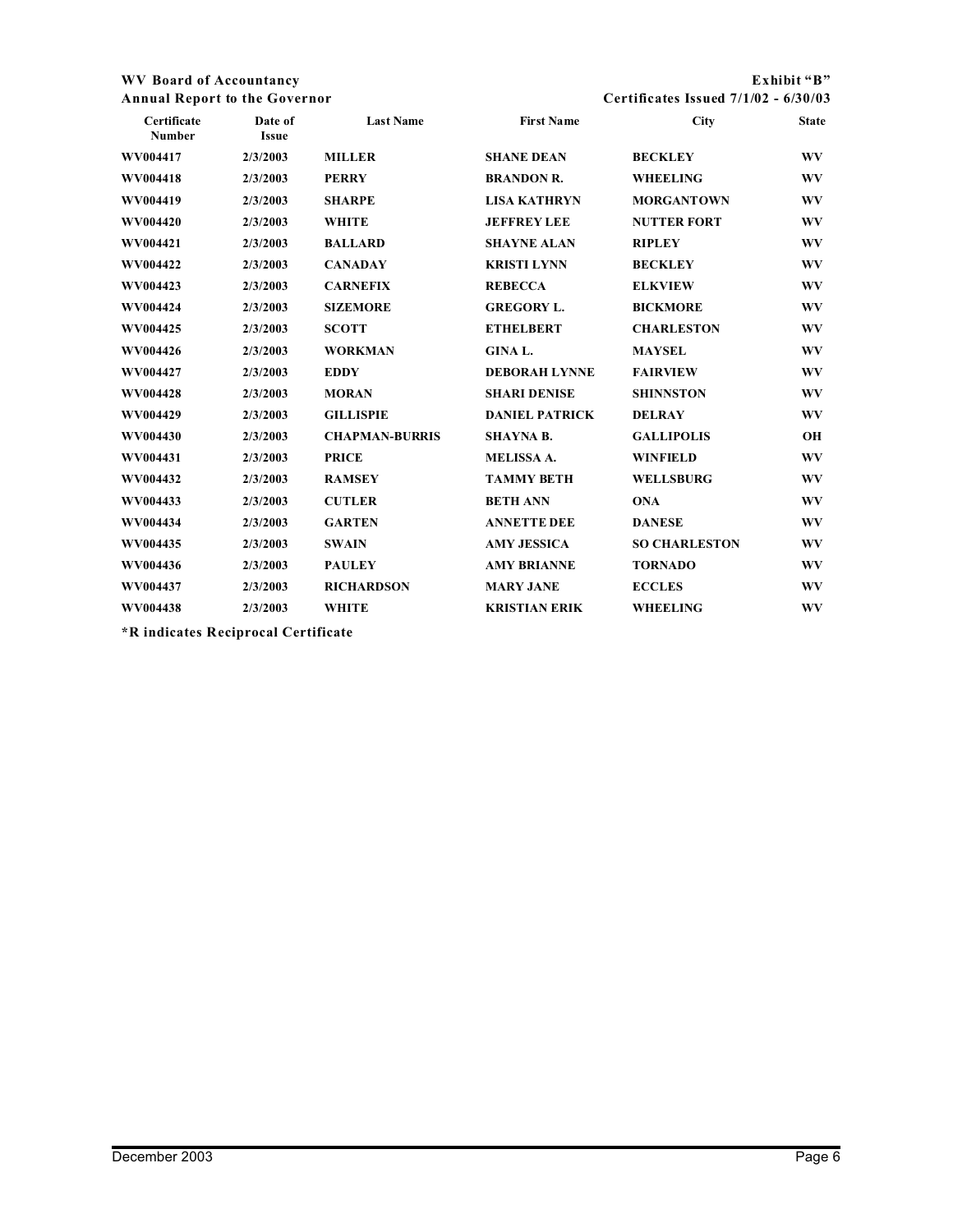| Certificate Number | Date of Issue | Last Name | First Name | City | State |
|---|---|---|---|---|---|
| WV004417 | 2/3/2003 | MILLER | SHANE DEAN | BECKLEY | WV |
| WV004418 | 2/3/2003 | PERRY | BRANDON R. | WHEELING | WV |
| WV004419 | 2/3/2003 | SHARPE | LISA KATHRYN | MORGANTOWN | WV |
| WV004420 | 2/3/2003 | WHITE | JEFFREY LEE | NUTTER FORT | WV |
| WV004421 | 2/3/2003 | BALLARD | SHAYNE ALAN | RIPLEY | WV |
| WV004422 | 2/3/2003 | CANADAY | KRISTI LYNN | BECKLEY | WV |
| WV004423 | 2/3/2003 | CARNEFIX | REBECCA | ELKVIEW | WV |
| WV004424 | 2/3/2003 | SIZEMORE | GREGORY L. | BICKMORE | WV |
| WV004425 | 2/3/2003 | SCOTT | ETHELBERT | CHARLESTON | WV |
| WV004426 | 2/3/2003 | WORKMAN | GINA L. | MAYSEL | WV |
| WV004427 | 2/3/2003 | EDDY | DEBORAH LYNNE | FAIRVIEW | WV |
| WV004428 | 2/3/2003 | MORAN | SHARI DENISE | SHINNSTON | WV |
| WV004429 | 2/3/2003 | GILLISPIE | DANIEL PATRICK | DELRAY | WV |
| WV004430 | 2/3/2003 | CHAPMAN-BURRIS | SHAYNA B. | GALLIPOLIS | OH |
| WV004431 | 2/3/2003 | PRICE | MELISSA A. | WINFIELD | WV |
| WV004432 | 2/3/2003 | RAMSEY | TAMMY BETH | WELLSBURG | WV |
| WV004433 | 2/3/2003 | CUTLER | BETH ANN | ONA | WV |
| WV004434 | 2/3/2003 | GARTEN | ANNETTE DEE | DANESE | WV |
| WV004435 | 2/3/2003 | SWAIN | AMY JESSICA | SO CHARLESTON | WV |
| WV004436 | 2/3/2003 | PAULEY | AMY BRIANNE | TORNADO | WV |
| WV004437 | 2/3/2003 | RICHARDSON | MARY JANE | ECCLES | WV |
| WV004438 | 2/3/2003 | WHITE | KRISTIAN ERIK | WHEELING | WV |

**\*R indicates Reciprocal Certificate**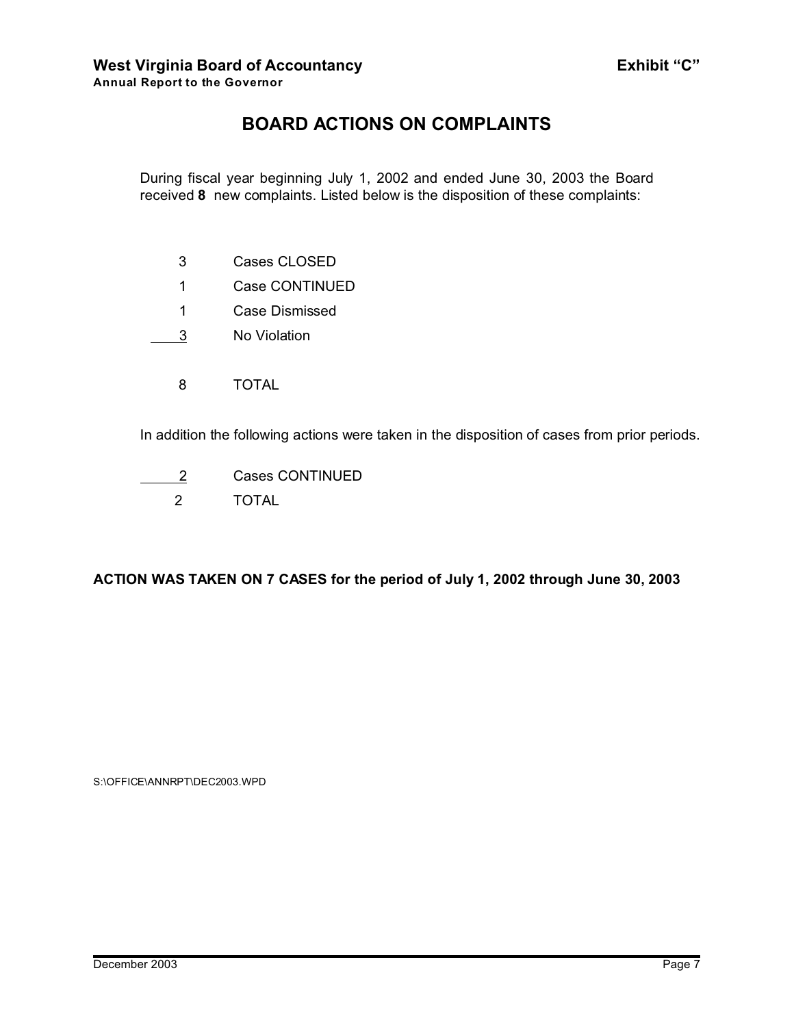# BOARD ACTIONS ON COMPLAINTS

During fiscal year beginning July 1, 2002 and ended June 30, 2003 the Board received **8** new complaints. Listed below is the disposition of these complaints:

| | |
|---|---|
| 3 | Cases CLOSED |
| 1 | Case CONTINUED |
| 1 | Case Dismissed |
| 3 | No Violation |
| 8 | TOTAL |

In addition the following actions were taken in the disposition of cases from prior periods.

| | |
|---|---|
| 2 | Cases CONTINUED |
| 2 | TOTAL |

**ACTION WAS TAKEN ON 7 CASES for the period of July 1, 2002 through June 30, 2003**

S:\OFFICE\ANNRPT\DEC2003.WPD